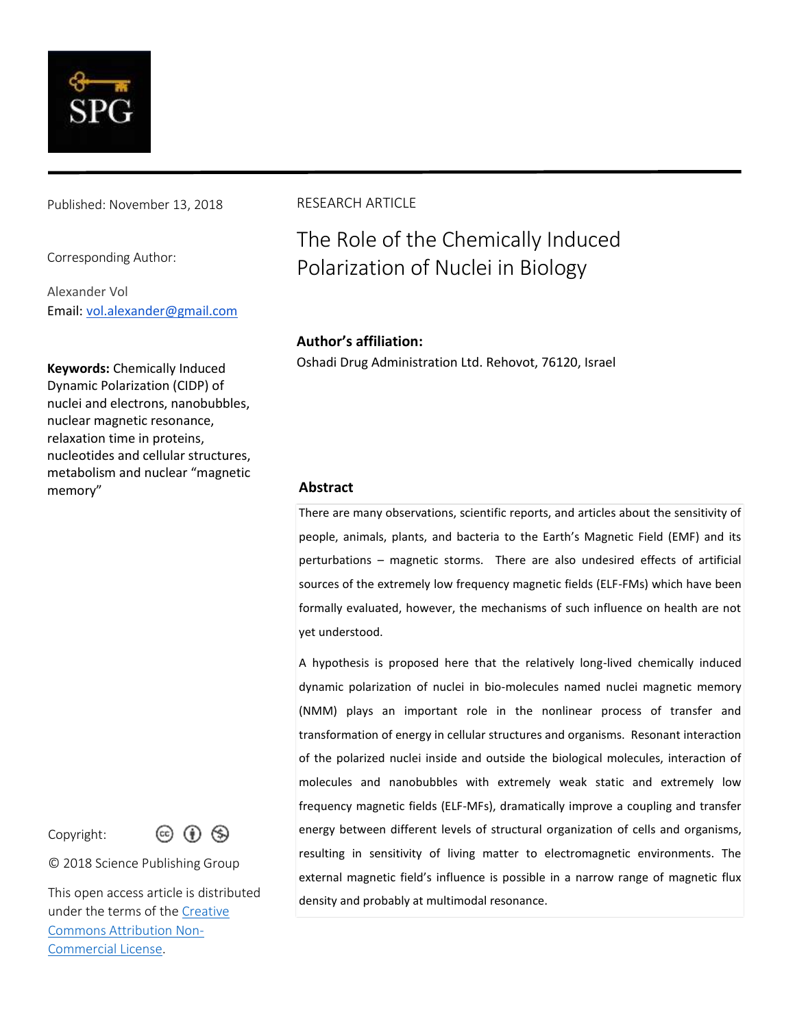Published: November 13, 2018

Corresponding Author:

Alexander Vol
Email: vol.alexander@gmail.com

**Keywords:** Chemically Induced Dynamic Polarization (CIDP) of nuclei and electrons, nanobubbles, nuclear magnetic resonance, relaxation time in proteins, nucleotides and cellular structures, metabolism and nuclear "magnetic memory"

Copyright:

© 2018 Science Publishing Group

This open access article is distributed under the terms of the Creative Commons Attribution Non-Commercial License.

RESEARCH ARTICLE

# The Role of the Chemically Induced Polarization of Nuclei in Biology

**Author's affiliation:**

Oshadi Drug Administration Ltd. Rehovot, 76120, Israel

## Abstract

There are many observations, scientific reports, and articles about the sensitivity of people, animals, plants, and bacteria to the Earth's Magnetic Field (EMF) and its perturbations – magnetic storms. There are also undesired effects of artificial sources of the extremely low frequency magnetic fields (ELF-FMs) which have been formally evaluated, however, the mechanisms of such influence on health are not yet understood.

A hypothesis is proposed here that the relatively long-lived chemically induced dynamic polarization of nuclei in bio-molecules named nuclei magnetic memory (NMM) plays an important role in the nonlinear process of transfer and transformation of energy in cellular structures and organisms. Resonant interaction of the polarized nuclei inside and outside the biological molecules, interaction of molecules and nanobubbles with extremely weak static and extremely low frequency magnetic fields (ELF-MFs), dramatically improve a coupling and transfer energy between different levels of structural organization of cells and organisms, resulting in sensitivity of living matter to electromagnetic environments. The external magnetic field's influence is possible in a narrow range of magnetic flux density and probably at multimodal resonance.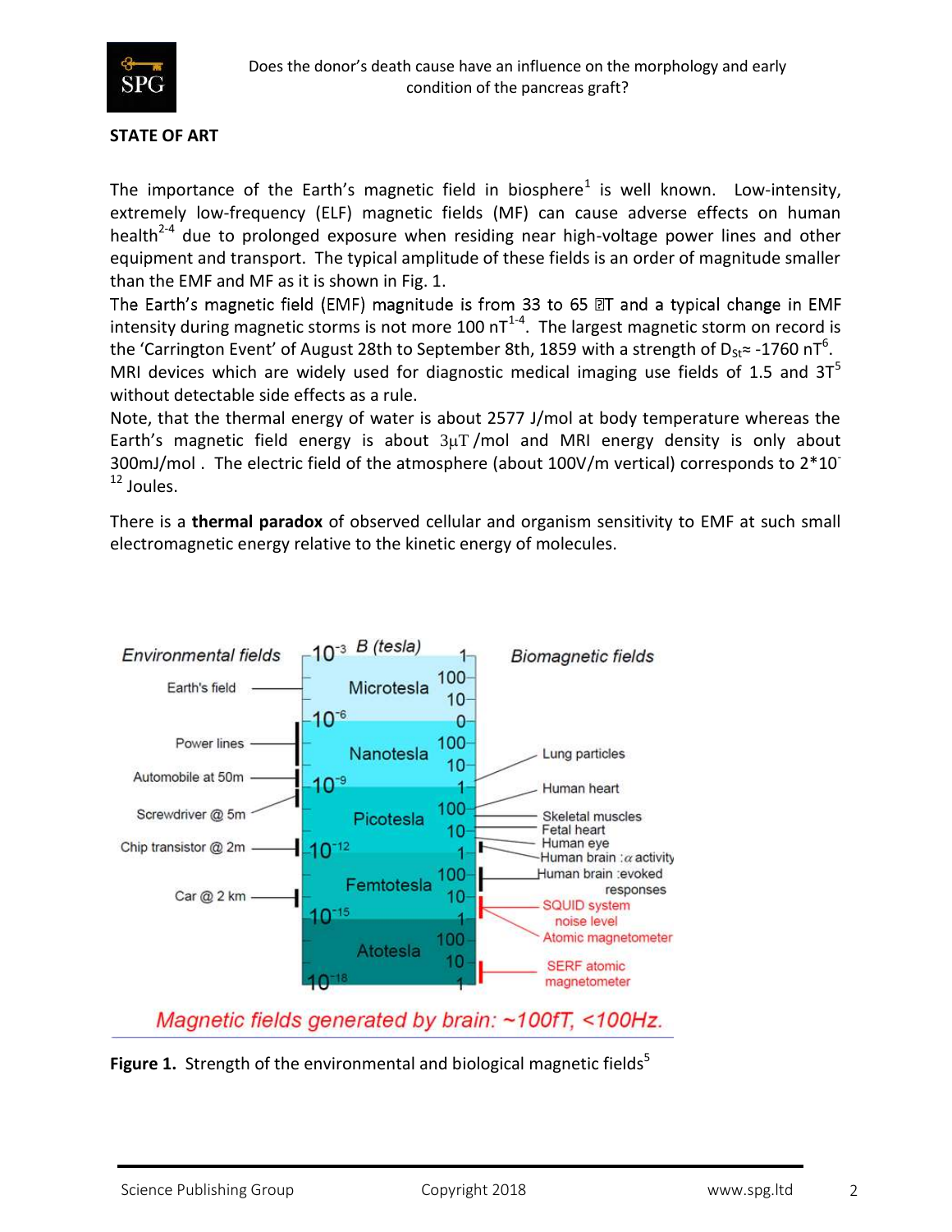## STATE OF ART

The importance of the Earth's magnetic field in biosphere[1] is well known. Low-intensity, extremely low-frequency (ELF) magnetic fields (MF) can cause adverse effects on human health[2-4] due to prolonged exposure when residing near high-voltage power lines and other equipment and transport. The typical amplitude of these fields is an order of magnitude smaller than the EMF and MF as it is shown in Fig. 1.

The Earth's magnetic field (EMF) magnitude is from 33 to 65 ?T and a typical change in EMF intensity during magnetic storms is not more 100 nT[1-4]. The largest magnetic storm on record is the 'Carrington Event' of August 28th to September 8th, 1859 with a strength of $D_{St} \approx -1760$ nT[6].

MRI devices which are widely used for diagnostic medical imaging use fields of 1.5 and 3T[5] without detectable side effects as a rule.

Note, that the thermal energy of water is about 2577 J/mol at body temperature whereas the Earth's magnetic field energy is about 3μT /mol and MRI energy density is only about 300mJ/mol . The electric field of the atmosphere (about 100V/m vertical) corresponds to $2*10^{-12}$ Joules.

There is a **thermal paradox** of observed cellular and organism sensitivity to EMF at such small electromagnetic energy relative to the kinetic energy of molecules.

**Figure 1.** Strength of the environmental and biological magnetic fields[5]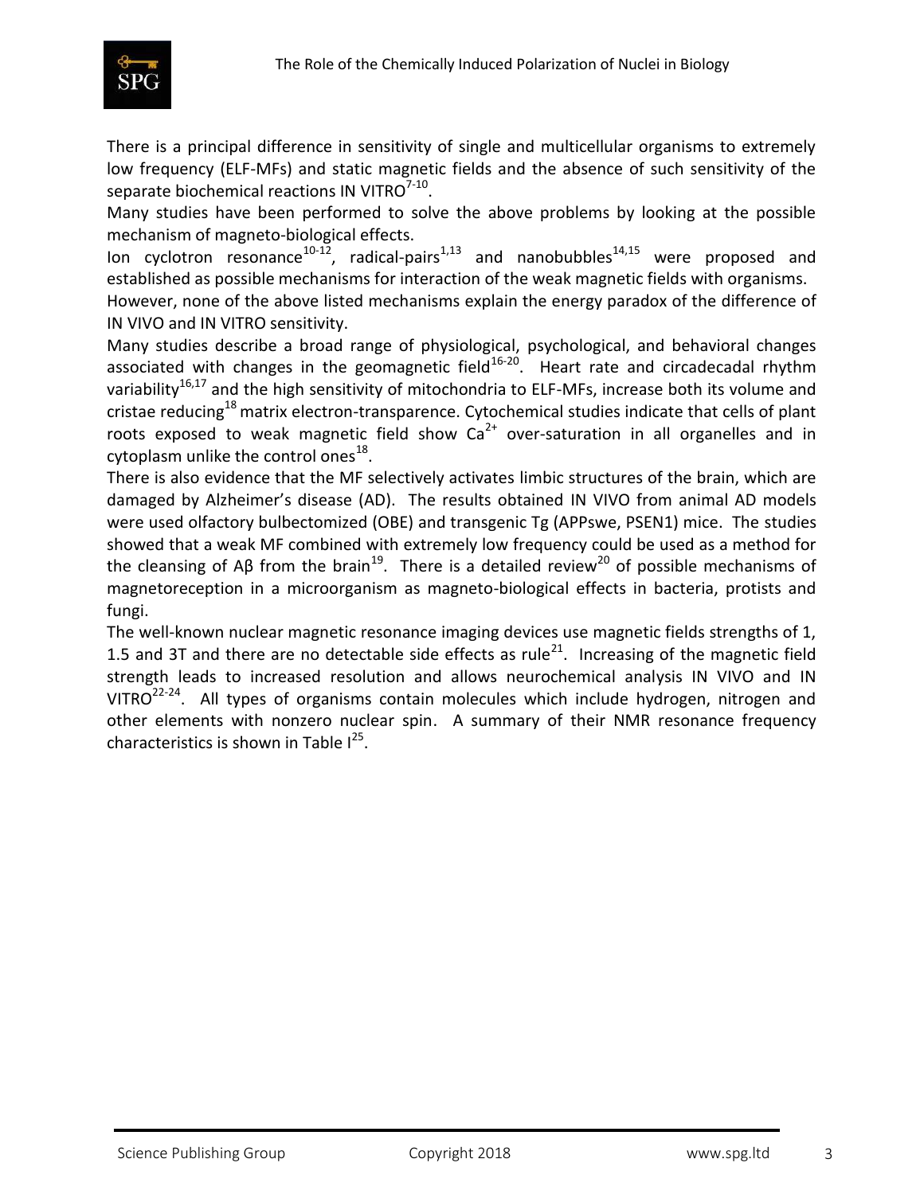There is a principal difference in sensitivity of single and multicellular organisms to extremely low frequency (ELF-MFs) and static magnetic fields and the absence of such sensitivity of the separate biochemical reactions IN VITRO[7-10].

Many studies have been performed to solve the above problems by looking at the possible mechanism of magneto-biological effects.

Ion cyclotron resonance[10-12], radical-pairs[1,13] and nanobubbles[14,15] were proposed and established as possible mechanisms for interaction of the weak magnetic fields with organisms.

However, none of the above listed mechanisms explain the energy paradox of the difference of IN VIVO and IN VITRO sensitivity.

Many studies describe a broad range of physiological, psychological, and behavioral changes associated with changes in the geomagnetic field[16-20]. Heart rate and circadecadal rhythm variability[16,17] and the high sensitivity of mitochondria to ELF-MFs, increase both its volume and cristae reducing[18] matrix electron-transparence. Cytochemical studies indicate that cells of plant roots exposed to weak magnetic field show $Ca^{2+}$ over-saturation in all organelles and in cytoplasm unlike the control ones[18].

There is also evidence that the MF selectively activates limbic structures of the brain, which are damaged by Alzheimer's disease (AD). The results obtained IN VIVO from animal AD models were used olfactory bulbectomized (OBE) and transgenic Tg (APPswe, PSEN1) mice. The studies showed that a weak MF combined with extremely low frequency could be used as a method for the cleansing of Aβ from the brain[19]. There is a detailed review[20] of possible mechanisms of magnetoreception in a microorganism as magneto-biological effects in bacteria, protists and fungi.

The well-known nuclear magnetic resonance imaging devices use magnetic fields strengths of 1, 1.5 and 3T and there are no detectable side effects as rule[21]. Increasing of the magnetic field strength leads to increased resolution and allows neurochemical analysis IN VIVO and IN VITRO[22-24]. All types of organisms contain molecules which include hydrogen, nitrogen and other elements with nonzero nuclear spin. A summary of their NMR resonance frequency characteristics is shown in Table I[25].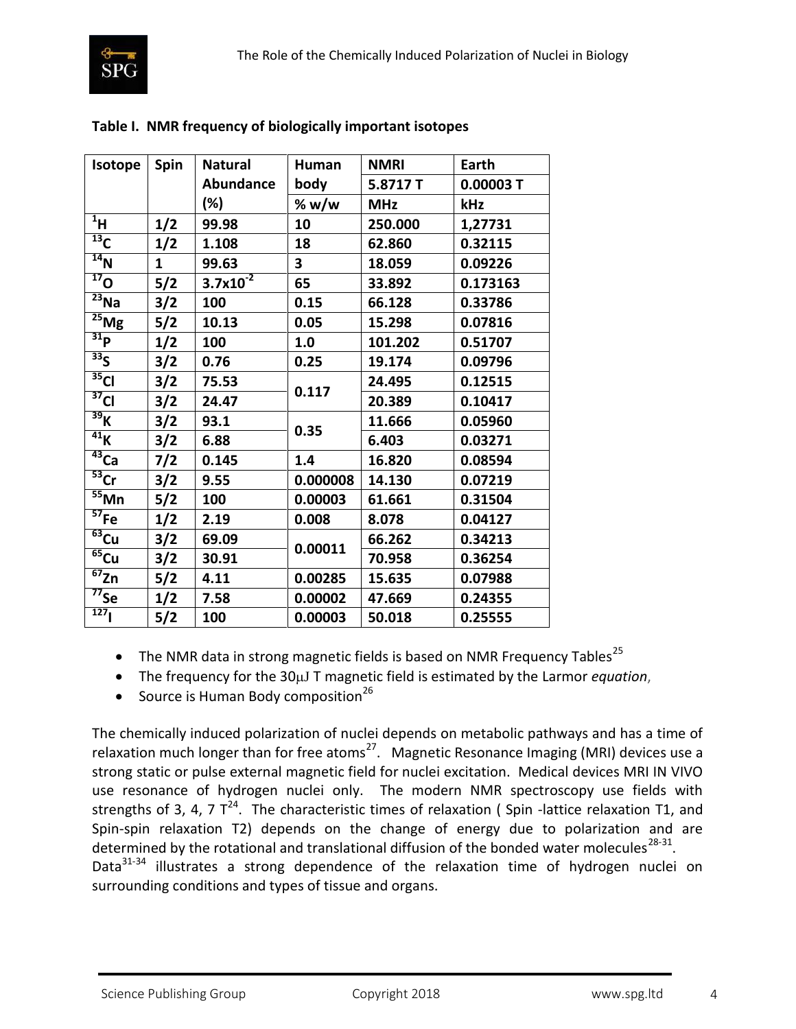**Table I. NMR frequency of biologically important isotopes**

| Isotope | Spin | Natural Abundance (%) | Human body % w/w | NMRI 5.8717 T MHz | Earth 0.00003 T kHz |
|---|---|---|---|---|---|
| $^{1}H$ | 1/2 | 99.98 | 10 | 250.000 | 1,27731 |
| $^{13}C$ | 1/2 | 1.108 | 18 | 62.860 | 0.32115 |
| $^{14}N$ | 1 | 99.63 | 3 | 18.059 | 0.09226 |
| $^{17}O$ | 5/2 | $3.7x10^{-2}$ | 65 | 33.892 | 0.173163 |
| $^{23}Na$ | 3/2 | 100 | 0.15 | 66.128 | 0.33786 |
| $^{25}Mg$ | 5/2 | 10.13 | 0.05 | 15.298 | 0.07816 |
| $^{31}P$ | 1/2 | 100 | 1.0 | 101.202 | 0.51707 |
| $^{33}S$ | 3/2 | 0.76 | 0.25 | 19.174 | 0.09796 |
| $^{35}Cl$ | 3/2 | 75.53 | 0.117 | 24.495 | 0.12515 |
| $^{37}Cl$ | 3/2 | 24.47 | | 20.389 | 0.10417 |
| $^{39}K$ | 3/2 | 93.1 | 0.35 | 11.666 | 0.05960 |
| $^{41}K$ | 3/2 | 6.88 | | 6.403 | 0.03271 |
| $^{43}Ca$ | 7/2 | 0.145 | 1.4 | 16.820 | 0.08594 |
| $^{53}Cr$ | 3/2 | 9.55 | 0.000008 | 14.130 | 0.07219 |
| $^{55}Mn$ | 5/2 | 100 | 0.00003 | 61.661 | 0.31504 |
| $^{57}Fe$ | 1/2 | 2.19 | 0.008 | 8.078 | 0.04127 |
| $^{63}Cu$ | 3/2 | 69.09 | 0.00011 | 66.262 | 0.34213 |
| $^{65}Cu$ | 3/2 | 30.91 | | 70.958 | 0.36254 |
| $^{67}Zn$ | 5/2 | 4.11 | 0.00285 | 15.635 | 0.07988 |
| $^{77}Se$ | 1/2 | 7.58 | 0.00002 | 47.669 | 0.24355 |
| $^{127}I$ | 5/2 | 100 | 0.00003 | 50.018 | 0.25555 |

- The NMR data in strong magnetic fields is based on NMR Frequency Tables[25]
- The frequency for the 30μJ T magnetic field is estimated by the Larmor *equation*,
- Source is Human Body composition[26]

The chemically induced polarization of nuclei depends on metabolic pathways and has a time of relaxation much longer than for free atoms[27]. Magnetic Resonance Imaging (MRI) devices use a strong static or pulse external magnetic field for nuclei excitation. Medical devices MRI IN VIVO use resonance of hydrogen nuclei only. The modern NMR spectroscopy use fields with strengths of 3, 4, 7 T[24]. The characteristic times of relaxation ( Spin -lattice relaxation T1, and Spin-spin relaxation T2) depends on the change of energy due to polarization and are determined by the rotational and translational diffusion of the bonded water molecules[28-31].
Data[31-34] illustrates a strong dependence of the relaxation time of hydrogen nuclei on surrounding conditions and types of tissue and organs.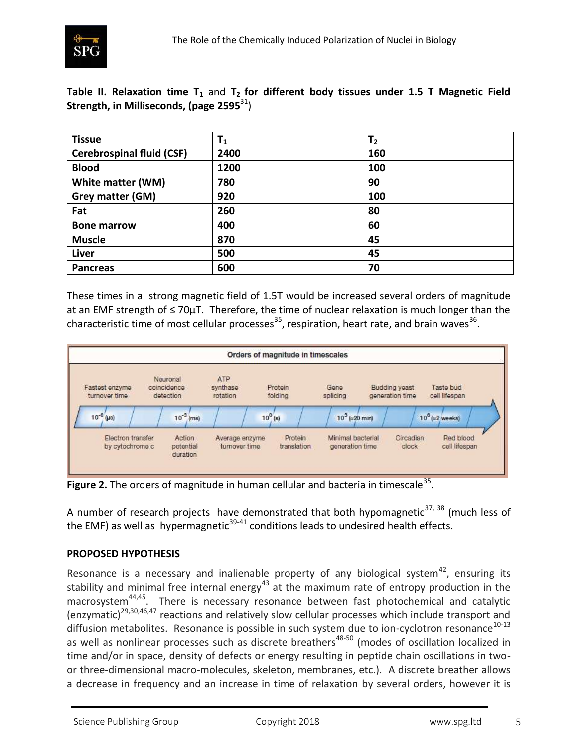**Table II. Relaxation time $T_1$ and $T_2$ for different body tissues under 1.5 T Magnetic Field Strength, in Milliseconds, (page 2595[31])**

| Tissue | $T_1$ | $T_2$ |
|---|---|---|
| **Cerebrospinal fluid (CSF)** | **2400** | **160** |
| **Blood** | **1200** | **100** |
| **White matter (WM)** | **780** | **90** |
| **Grey matter (GM)** | **920** | **100** |
| **Fat** | **260** | **80** |
| **Bone marrow** | **400** | **60** |
| **Muscle** | **870** | **45** |
| **Liver** | **500** | **45** |
| **Pancreas** | **600** | **70** |

These times in a strong magnetic field of 1.5T would be increased several orders of magnitude at an EMF strength of ≤ 70μT. Therefore, the time of nuclear relaxation is much longer than the characteristic time of most cellular processes[35], respiration, heart rate, and brain waves[36].

**Figure 2.** The orders of magnitude in human cellular and bacteria in timescale[35].

A number of research projects have demonstrated that both hypomagnetic[37, 38] (much less of the EMF) as well as hypermagnetic[39-41] conditions leads to undesired health effects.

**PROPOSED HYPOTHESIS**

Resonance is a necessary and inalienable property of any biological system[42], ensuring its stability and minimal free internal energy[43] at the maximum rate of entropy production in the macrosystem[44,45]. There is necessary resonance between fast photochemical and catalytic (enzymatic)[29,30,46,47] reactions and relatively slow cellular processes which include transport and diffusion metabolites. Resonance is possible in such system due to ion-cyclotron resonance[10-13] as well as nonlinear processes such as discrete breathers[48-50] (modes of oscillation localized in time and/or in space, density of defects or energy resulting in peptide chain oscillations in two- or three-dimensional macro-molecules, skeleton, membranes, etc.). A discrete breather allows a decrease in frequency and an increase in time of relaxation by several orders, however it is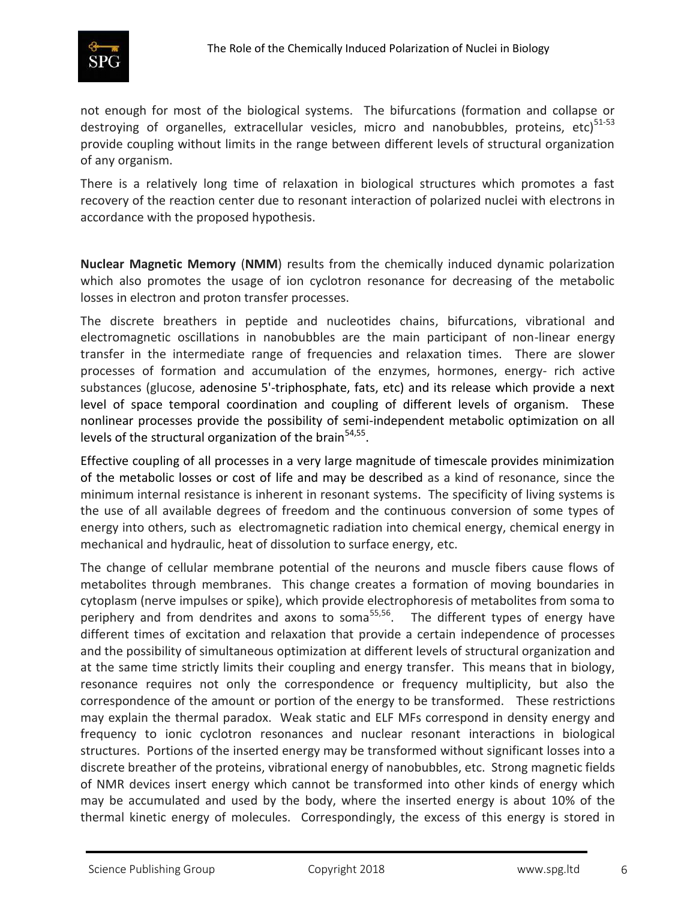not enough for most of the biological systems. The bifurcations (formation and collapse or destroying of organelles, extracellular vesicles, micro and nanobubbles, proteins, etc)[51-53] provide coupling without limits in the range between different levels of structural organization of any organism.

There is a relatively long time of relaxation in biological structures which promotes a fast recovery of the reaction center due to resonant interaction of polarized nuclei with electrons in accordance with the proposed hypothesis.

**Nuclear Magnetic Memory** (**NMM**) results from the chemically induced dynamic polarization which also promotes the usage of ion cyclotron resonance for decreasing of the metabolic losses in electron and proton transfer processes.

The discrete breathers in peptide and nucleotides chains, bifurcations, vibrational and electromagnetic oscillations in nanobubbles are the main participant of non-linear energy transfer in the intermediate range of frequencies and relaxation times. There are slower processes of formation and accumulation of the enzymes, hormones, energy- rich active substances (glucose, adenosine 5'-triphosphate, fats, etc) and its release which provide a next level of space temporal coordination and coupling of different levels of organism. These nonlinear processes provide the possibility of semi-independent metabolic optimization on all levels of the structural organization of the brain[54,55].

Effective coupling of all processes in a very large magnitude of timescale provides minimization of the metabolic losses or cost of life and may be described as a kind of resonance, since the minimum internal resistance is inherent in resonant systems. The specificity of living systems is the use of all available degrees of freedom and the continuous conversion of some types of energy into others, such as electromagnetic radiation into chemical energy, chemical energy in mechanical and hydraulic, heat of dissolution to surface energy, etc.

The change of cellular membrane potential of the neurons and muscle fibers cause flows of metabolites through membranes. This change creates a formation of moving boundaries in cytoplasm (nerve impulses or spike), which provide electrophoresis of metabolites from soma to periphery and from dendrites and axons to soma[55,56]. The different types of energy have different times of excitation and relaxation that provide a certain independence of processes and the possibility of simultaneous optimization at different levels of structural organization and at the same time strictly limits their coupling and energy transfer. This means that in biology, resonance requires not only the correspondence or frequency multiplicity, but also the correspondence of the amount or portion of the energy to be transformed. These restrictions may explain the thermal paradox. Weak static and ELF MFs correspond in density energy and frequency to ionic cyclotron resonances and nuclear resonant interactions in biological structures. Portions of the inserted energy may be transformed without significant losses into a discrete breather of the proteins, vibrational energy of nanobubbles, etc. Strong magnetic fields of NMR devices insert energy which cannot be transformed into other kinds of energy which may be accumulated and used by the body, where the inserted energy is about 10% of the thermal kinetic energy of molecules. Correspondingly, the excess of this energy is stored in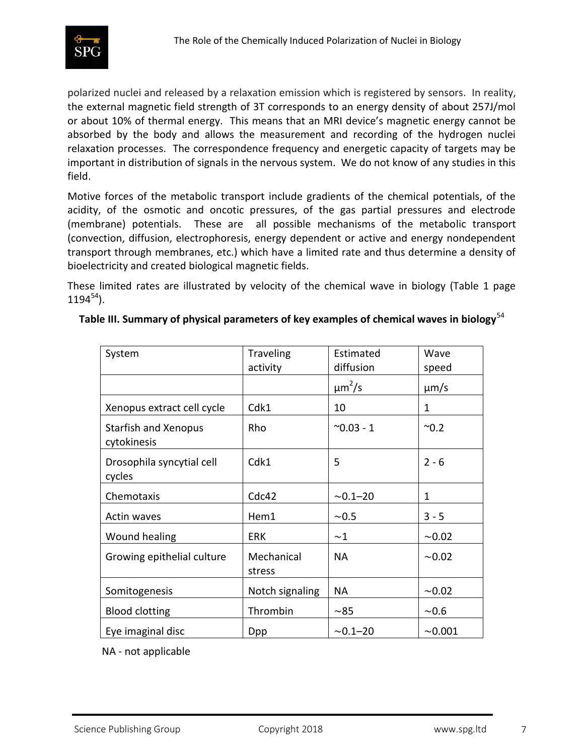polarized nuclei and released by a relaxation emission which is registered by sensors. In reality, the external magnetic field strength of 3T corresponds to an energy density of about 257J/mol or about 10% of thermal energy. This means that an MRI device's magnetic energy cannot be absorbed by the body and allows the measurement and recording of the hydrogen nuclei relaxation processes. The correspondence frequency and energetic capacity of targets may be important in distribution of signals in the nervous system. We do not know of any studies in this field.

Motive forces of the metabolic transport include gradients of the chemical potentials, of the acidity, of the osmotic and oncotic pressures, of the gas partial pressures and electrode (membrane) potentials. These are all possible mechanisms of the metabolic transport (convection, diffusion, electrophoresis, energy dependent or active and energy nondependent transport through membranes, etc.) which have a limited rate and thus determine a density of bioelectricity and created biological magnetic fields.

These limited rates are illustrated by velocity of the chemical wave in biology (Table 1 page 1194[54]).

**Table III. Summary of physical parameters of key examples of chemical waves in biology**[54]

| System | Traveling activity | Estimated diffusion | Wave speed |
|---|---|---|---|
| | | $\mu m^2/s$ | $\mu m/s$ |
| Xenopus extract cell cycle | Cdk1 | 10 | 1 |
| Starfish and Xenopus cytokinesis | Rho | ~0.03 - 1 | ~0.2 |
| Drosophila syncytial cell cycles | Cdk1 | 5 | 2 - 6 |
| Chemotaxis | Cdc42 | ∼0.1–20 | 1 |
| Actin waves | Hem1 | ∼0.5 | 3 - 5 |
| Wound healing | ERK | ∼1 | ∼0.02 |
| Growing epithelial culture | Mechanical stress | NA | ∼0.02 |
| Somitogenesis | Notch signaling | NA | ∼0.02 |
| Blood clotting | Thrombin | ∼85 | ∼0.6 |
| Eye imaginal disc | Dpp | ∼0.1–20 | ∼0.001 |

NA - not applicable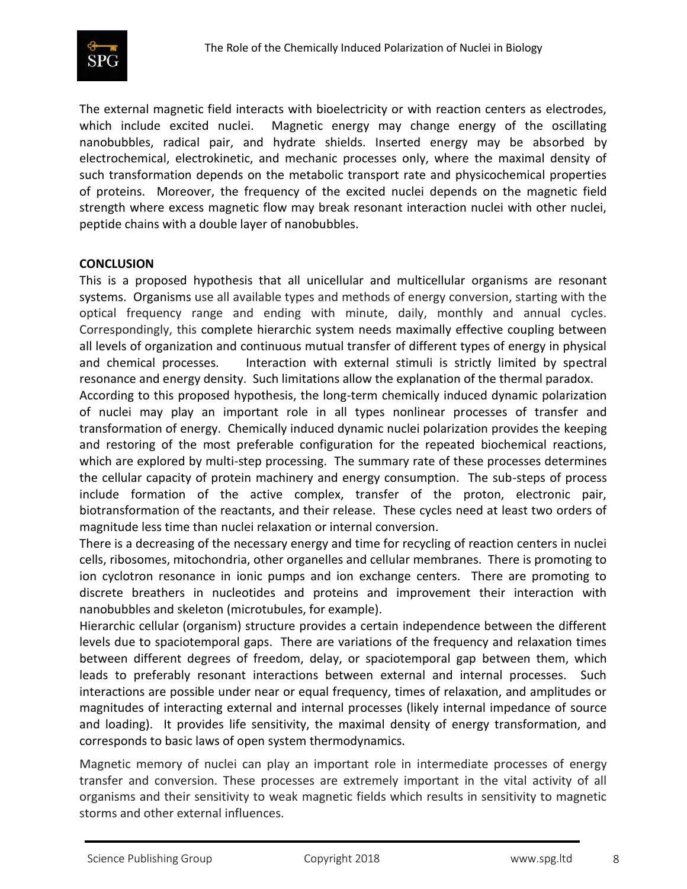The external magnetic field interacts with bioelectricity or with reaction centers as electrodes, which include excited nuclei. Magnetic energy may change energy of the oscillating nanobubbles, radical pair, and hydrate shields. Inserted energy may be absorbed by electrochemical, electrokinetic, and mechanic processes only, where the maximal density of such transformation depends on the metabolic transport rate and physicochemical properties of proteins. Moreover, the frequency of the excited nuclei depends on the magnetic field strength where excess magnetic flow may break resonant interaction nuclei with other nuclei, peptide chains with a double layer of nanobubbles.

## CONCLUSION

This is a proposed hypothesis that all unicellular and multicellular organisms are resonant systems. Organisms use all available types and methods of energy conversion, starting with the optical frequency range and ending with minute, daily, monthly and annual cycles. Correspondingly, this complete hierarchic system needs maximally effective coupling between all levels of organization and continuous mutual transfer of different types of energy in physical and chemical processes. Interaction with external stimuli is strictly limited by spectral resonance and energy density. Such limitations allow the explanation of the thermal paradox.

According to this proposed hypothesis, the long-term chemically induced dynamic polarization of nuclei may play an important role in all types nonlinear processes of transfer and transformation of energy. Chemically induced dynamic nuclei polarization provides the keeping and restoring of the most preferable configuration for the repeated biochemical reactions, which are explored by multi-step processing. The summary rate of these processes determines the cellular capacity of protein machinery and energy consumption. The sub-steps of process include formation of the active complex, transfer of the proton, electronic pair, biotransformation of the reactants, and their release. These cycles need at least two orders of magnitude less time than nuclei relaxation or internal conversion.

There is a decreasing of the necessary energy and time for recycling of reaction centers in nuclei cells, ribosomes, mitochondria, other organelles and cellular membranes. There is promoting to ion cyclotron resonance in ionic pumps and ion exchange centers. There are promoting to discrete breathers in nucleotides and proteins and improvement their interaction with nanobubbles and skeleton (microtubules, for example).

Hierarchic cellular (organism) structure provides a certain independence between the different levels due to spaciotemporal gaps. There are variations of the frequency and relaxation times between different degrees of freedom, delay, or spaciotemporal gap between them, which leads to preferably resonant interactions between external and internal processes. Such interactions are possible under near or equal frequency, times of relaxation, and amplitudes or magnitudes of interacting external and internal processes (likely internal impedance of source and loading). It provides life sensitivity, the maximal density of energy transformation, and corresponds to basic laws of open system thermodynamics.

Magnetic memory of nuclei can play an important role in intermediate processes of energy transfer and conversion. These processes are extremely important in the vital activity of all organisms and their sensitivity to weak magnetic fields which results in sensitivity to magnetic storms and other external influences.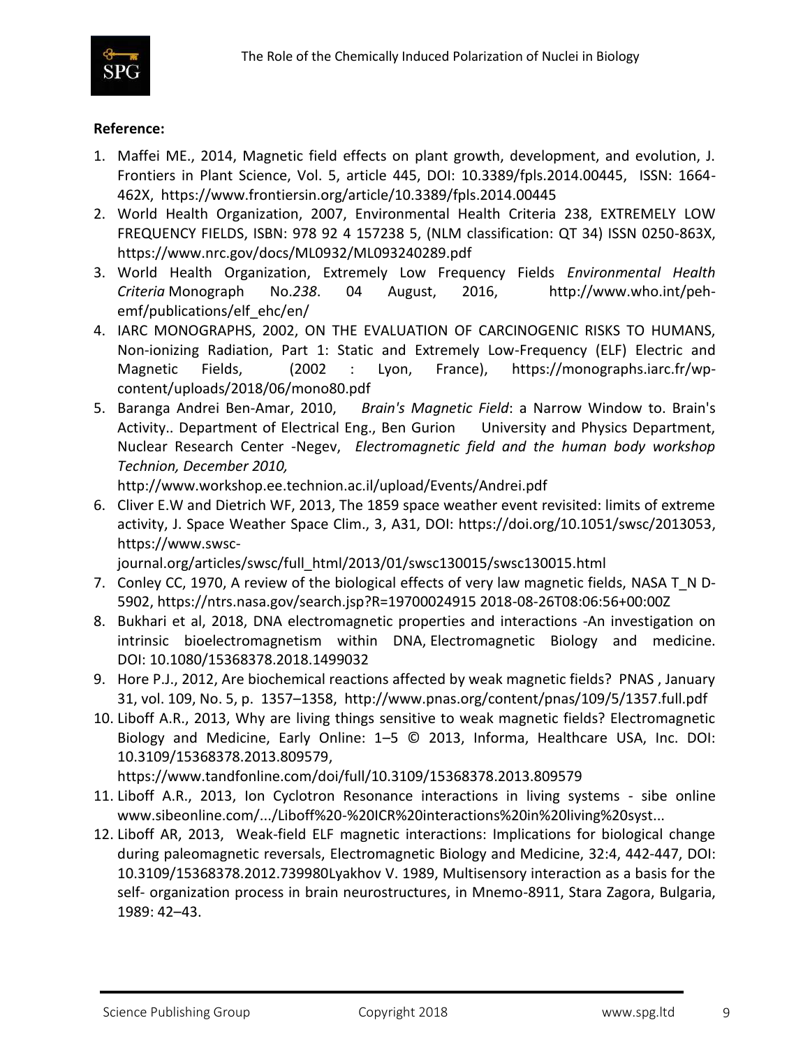**Reference:**

1. Maffei ME., 2014, Magnetic field effects on plant growth, development, and evolution, J. Frontiers in Plant Science, Vol. 5, article 445, DOI: 10.3389/fpls.2014.00445, ISSN: 1664-462X, https://www.frontiersin.org/article/10.3389/fpls.2014.00445
2. World Health Organization, 2007, Environmental Health Criteria 238, EXTREMELY LOW FREQUENCY FIELDS, ISBN: 978 92 4 157238 5, (NLM classification: QT 34) ISSN 0250-863X, https://www.nrc.gov/docs/ML0932/ML093240289.pdf
3. World Health Organization, Extremely Low Frequency Fields *Environmental Health Criteria* Monograph No.*238*. 04 August, 2016, http://www.who.int/peh-emf/publications/elf_ehc/en/
4. IARC MONOGRAPHS, 2002, ON THE EVALUATION OF CARCINOGENIC RISKS TO HUMANS, Non-ionizing Radiation, Part 1: Static and Extremely Low-Frequency (ELF) Electric and Magnetic Fields, (2002 : Lyon, France), https://monographs.iarc.fr/wp-content/uploads/2018/06/mono80.pdf
5. Baranga Andrei Ben-Amar, 2010, *Brain's Magnetic Field*: a Narrow Window to. Brain's Activity.. Department of Electrical Eng., Ben Gurion University and Physics Department, Nuclear Research Center -Negev, *Electromagnetic field and the human body workshop Technion, December 2010,* http://www.workshop.ee.technion.ac.il/upload/Events/Andrei.pdf
6. Cliver E.W and Dietrich WF, 2013, The 1859 space weather event revisited: limits of extreme activity, J. Space Weather Space Clim., 3, A31, DOI: https://doi.org/10.1051/swsc/2013053, https://www.swsc-journal.org/articles/swsc/full_html/2013/01/swsc130015/swsc130015.html
7. Conley CC, 1970, A review of the biological effects of very law magnetic fields, NASA T_N D-5902, https://ntrs.nasa.gov/search.jsp?R=19700024915 2018-08-26T08:06:56+00:00Z
8. Bukhari et al, 2018, DNA electromagnetic properties and interactions -An investigation on intrinsic bioelectromagnetism within DNA, Electromagnetic Biology and medicine. DOI: 10.1080/15368378.2018.1499032
9. Hore P.J., 2012, Are biochemical reactions affected by weak magnetic fields? PNAS , January 31, vol. 109, No. 5, p. 1357–1358, http://www.pnas.org/content/pnas/109/5/1357.full.pdf
10. Liboff A.R., 2013, Why are living things sensitive to weak magnetic fields? Electromagnetic Biology and Medicine, Early Online: 1–5 © 2013, Informa, Healthcare USA, Inc. DOI: 10.3109/15368378.2013.809579, https://www.tandfonline.com/doi/full/10.3109/15368378.2013.809579
11. Liboff A.R., 2013, Ion Cyclotron Resonance interactions in living systems - sibe online www.sibeonline.com/.../Liboff%20-%20ICR%20interactions%20in%20living%20syst...
12. Liboff AR, 2013, Weak-field ELF magnetic interactions: Implications for biological change during paleomagnetic reversals, Electromagnetic Biology and Medicine, 32:4, 442-447, DOI: 10.3109/15368378.2012.739980Lyakhov V. 1989, Multisensory interaction as a basis for the self- organization process in brain neurostructures, in Mnemo-8911, Stara Zagora, Bulgaria, 1989: 42–43.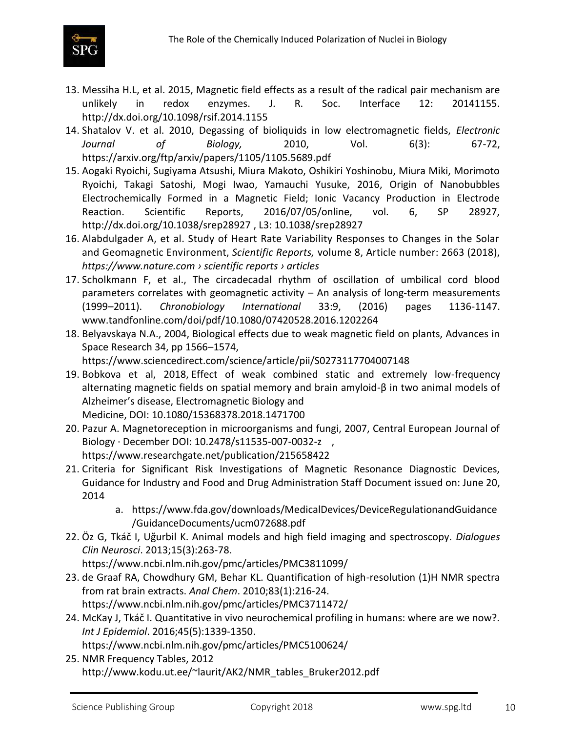13. Messiha H.L, et al. 2015, Magnetic field effects as a result of the radical pair mechanism are unlikely in redox enzymes. J. R. Soc. Interface 12: 20141155. http://dx.doi.org/10.1098/rsif.2014.1155
14. Shatalov V. et al. 2010, Degassing of bioliquids in low electromagnetic fields, *Electronic Journal of Biology,* 2010, Vol. 6(3): 67-72, https://arxiv.org/ftp/arxiv/papers/1105/1105.5689.pdf
15. Aogaki Ryoichi, Sugiyama Atsushi, Miura Makoto, Oshikiri Yoshinobu, Miura Miki, Morimoto Ryoichi, Takagi Satoshi, Mogi Iwao, Yamauchi Yusuke, 2016, Origin of Nanobubbles Electrochemically Formed in a Magnetic Field; Ionic Vacancy Production in Electrode Reaction. Scientific Reports, 2016/07/05/online, vol. 6, SP 28927, http://dx.doi.org/10.1038/srep28927 , L3: 10.1038/srep28927
16. Alabdulgader A, et al. Study of Heart Rate Variability Responses to Changes in the Solar and Geomagnetic Environment, *Scientific Reports,* volume 8, Article number: 2663 (2018), *https://www.nature.com › scientific reports › articles*
17. Scholkmann F, et al., The circadecadal rhythm of oscillation of umbilical cord blood parameters correlates with geomagnetic activity – An analysis of long-term measurements (1999–2011). *Chronobiology International* 33:9, (2016) pages 1136-1147. www.tandfonline.com/doi/pdf/10.1080/07420528.2016.1202264
18. Belyavskaya N.A., 2004, Biological effects due to weak magnetic field on plants, Advances in Space Research 34, pp 1566–1574, https://www.sciencedirect.com/science/article/pii/S0273117704007148
19. Bobkova et al, 2018, Effect of weak combined static and extremely low-frequency alternating magnetic fields on spatial memory and brain amyloid-β in two animal models of Alzheimer's disease, Electromagnetic Biology and Medicine, DOI: 10.1080/15368378.2018.1471700
20. Pazur A. Magnetoreception in microorganisms and fungi, 2007, Central European Journal of Biology · December DOI: 10.2478/s11535-007-0032-z , https://www.researchgate.net/publication/215658422
21. Criteria for Significant Risk Investigations of Magnetic Resonance Diagnostic Devices, Guidance for Industry and Food and Drug Administration Staff Document issued on: June 20, 2014
    a. https://www.fda.gov/downloads/MedicalDevices/DeviceRegulationandGuidance/GuidanceDocuments/ucm072688.pdf
22. Öz G, Tkáč I, Uğurbil K. Animal models and high field imaging and spectroscopy. *Dialogues Clin Neurosci*. 2013;15(3):263-78. https://www.ncbi.nlm.nih.gov/pmc/articles/PMC3811099/
23. de Graaf RA, Chowdhury GM, Behar KL. Quantification of high-resolution (1)H NMR spectra from rat brain extracts. *Anal Chem*. 2010;83(1):216-24. https://www.ncbi.nlm.nih.gov/pmc/articles/PMC3711472/
24. McKay J, Tkáč I. Quantitative in vivo neurochemical profiling in humans: where are we now?. *Int J Epidemiol*. 2016;45(5):1339-1350. https://www.ncbi.nlm.nih.gov/pmc/articles/PMC5100624/
25. NMR Frequency Tables, 2012 http://www.kodu.ut.ee/~laurit/AK2/NMR_tables_Bruker2012.pdf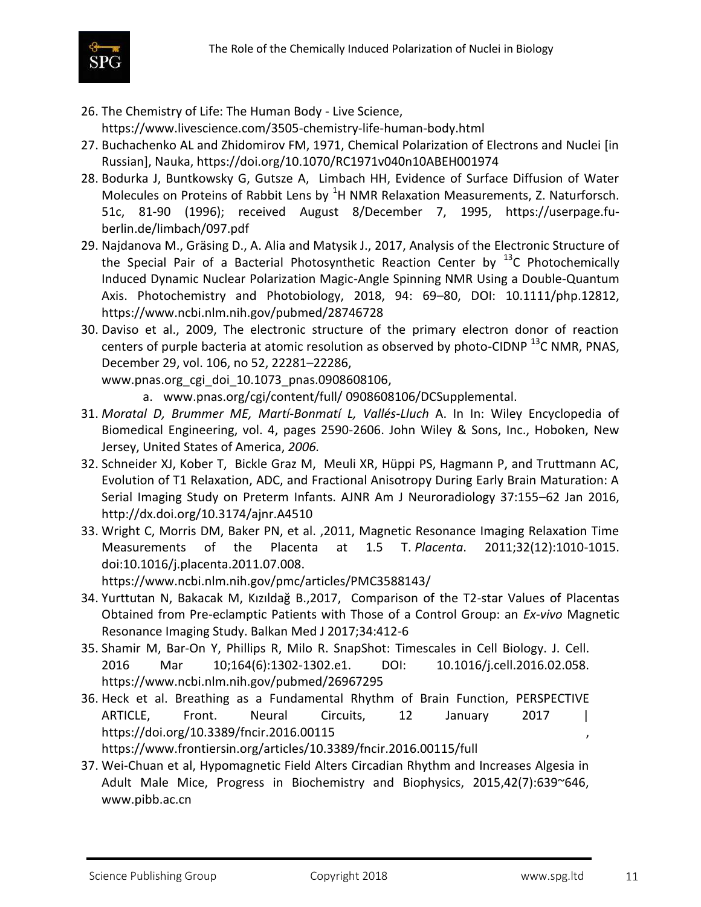26. The Chemistry of Life: The Human Body - Live Science, https://www.livescience.com/3505-chemistry-life-human-body.html
27. Buchachenko AL and Zhidomirov FM, 1971, Chemical Polarization of Electrons and Nuclei [in Russian], Nauka, https://doi.org/10.1070/RC1971v040n10ABEH001974
28. Bodurka J, Buntkowsky G, Gutsze A, Limbach HH, Evidence of Surface Diffusion of Water Molecules on Proteins of Rabbit Lens by $^{1}$H NMR Relaxation Measurements, Z. Naturforsch. 51c, 81-90 (1996); received August 8/December 7, 1995, https://userpage.fu-berlin.de/limbach/097.pdf
29. Najdanova M., Gräsing D., A. Alia and Matysik J., 2017, Analysis of the Electronic Structure of the Special Pair of a Bacterial Photosynthetic Reaction Center by $^{13}$C Photochemically Induced Dynamic Nuclear Polarization Magic-Angle Spinning NMR Using a Double-Quantum Axis. Photochemistry and Photobiology, 2018, 94: 69–80, DOI: 10.1111/php.12812, https://www.ncbi.nlm.nih.gov/pubmed/28746728
30. Daviso et al., 2009, The electronic structure of the primary electron donor of reaction centers of purple bacteria at atomic resolution as observed by photo-CIDNP $^{13}$C NMR, PNAS, December 29, vol. 106, no 52, 22281–22286, www.pnas.org_cgi_doi_10.1073_pnas.0908608106,
    a. www.pnas.org/cgi/content/full/ 0908608106/DCSupplemental.
31. *Moratal D, Brummer ME, Martí-Bonmatí L, Vallés-Lluch* A. In In: Wiley Encyclopedia of Biomedical Engineering, vol. 4, pages 2590-2606. John Wiley & Sons, Inc., Hoboken, New Jersey, United States of America, *2006.*
32. Schneider XJ, Kober T, Bickle Graz M, Meuli XR, Hüppi PS, Hagmann P, and Truttmann AC, Evolution of T1 Relaxation, ADC, and Fractional Anisotropy During Early Brain Maturation: A Serial Imaging Study on Preterm Infants. AJNR Am J Neuroradiology 37:155–62 Jan 2016, http://dx.doi.org/10.3174/ajnr.A4510
33. Wright C, Morris DM, Baker PN, et al. ,2011, Magnetic Resonance Imaging Relaxation Time Measurements of the Placenta at 1.5 T. *Placenta*. 2011;32(12):1010-1015. doi:10.1016/j.placenta.2011.07.008. https://www.ncbi.nlm.nih.gov/pmc/articles/PMC3588143/
34. Yurttutan N, Bakacak M, Kızıldağ B.,2017, Comparison of the T2-star Values of Placentas Obtained from Pre-eclamptic Patients with Those of a Control Group: an *Ex-vivo* Magnetic Resonance Imaging Study. Balkan Med J 2017;34:412-6
35. Shamir M, Bar-On Y, Phillips R, Milo R. SnapShot: Timescales in Cell Biology. J. Cell. 2016 Mar 10;164(6):1302-1302.e1. DOI: 10.1016/j.cell.2016.02.058. https://www.ncbi.nlm.nih.gov/pubmed/26967295
36. Heck et al. Breathing as a Fundamental Rhythm of Brain Function, PERSPECTIVE ARTICLE, Front. Neural Circuits, 12 January 2017 | https://doi.org/10.3389/fncir.2016.00115 , https://www.frontiersin.org/articles/10.3389/fncir.2016.00115/full
37. Wei-Chuan et al, Hypomagnetic Field Alters Circadian Rhythm and Increases Algesia in Adult Male Mice, Progress in Biochemistry and Biophysics, 2015,42(7):639~646, www.pibb.ac.cn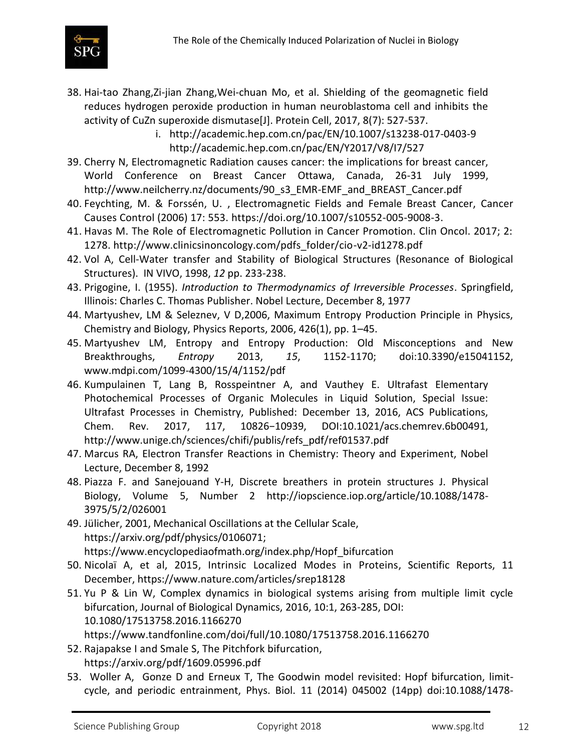38. Hai-tao Zhang,Zi-jian Zhang,Wei-chuan Mo, et al. Shielding of the geomagnetic field reduces hydrogen peroxide production in human neuroblastoma cell and inhibits the activity of CuZn superoxide dismutase[J]. Protein Cell, 2017, 8(7): 527-537.
    i. http://academic.hep.com.cn/pac/EN/10.1007/s13238-017-0403-9 http://academic.hep.com.cn/pac/EN/Y2017/V8/I7/527
39. Cherry N, Electromagnetic Radiation causes cancer: the implications for breast cancer, World Conference on Breast Cancer Ottawa, Canada, 26-31 July 1999, http://www.neilcherry.nz/documents/90_s3_EMR-EMF_and_BREAST_Cancer.pdf
40. Feychting, M. & Forssén, U. , Electromagnetic Fields and Female Breast Cancer, Cancer Causes Control (2006) 17: 553. https://doi.org/10.1007/s10552-005-9008-3.
41. Havas M. The Role of Electromagnetic Pollution in Cancer Promotion. Clin Oncol. 2017; 2: 1278. http://www.clinicsinoncology.com/pdfs_folder/cio-v2-id1278.pdf
42. Vol A, Cell-Water transfer and Stability of Biological Structures (Resonance of Biological Structures). IN VIVO, 1998, *12* pp. 233-238.
43. Prigogine, I. (1955). *Introduction to Thermodynamics of Irreversible Processes*. Springfield, Illinois: Charles C. Thomas Publisher. Nobel Lecture, December 8, 1977
44. Martyushev, LM & Seleznev, V D,2006, Maximum Entropy Production Principle in Physics, Chemistry and Biology, Physics Reports, 2006, 426(1), pp. 1–45.
45. Martyushev LM, Entropy and Entropy Production: Old Misconceptions and New Breakthroughs, *Entropy* 2013, *15*, 1152-1170; doi:10.3390/e15041152, www.mdpi.com/1099-4300/15/4/1152/pdf
46. Kumpulainen T, Lang B, Rosspeintner A, and Vauthey E. Ultrafast Elementary Photochemical Processes of Organic Molecules in Liquid Solution, Special Issue: Ultrafast Processes in Chemistry, Published: December 13, 2016, ACS Publications, Chem. Rev. 2017, 117, 10826−10939, DOI:10.1021/acs.chemrev.6b00491, http://www.unige.ch/sciences/chifi/publis/refs_pdf/ref01537.pdf
47. Marcus RA, Electron Transfer Reactions in Chemistry: Theory and Experiment, Nobel Lecture, December 8, 1992
48. Piazza F. and Sanejouand Y-H, Discrete breathers in protein structures J. Physical Biology, Volume 5, Number 2 http://iopscience.iop.org/article/10.1088/1478-3975/5/2/026001
49. Jülicher, 2001, Mechanical Oscillations at the Cellular Scale, https://arxiv.org/pdf/physics/0106071; https://www.encyclopediaofmath.org/index.php/Hopf_bifurcation
50. Nicolaï A, et al, 2015, Intrinsic Localized Modes in Proteins, Scientific Reports, 11 December, https://www.nature.com/articles/srep18128
51. Yu P & Lin W, Complex dynamics in biological systems arising from multiple limit cycle bifurcation, Journal of Biological Dynamics, 2016, 10:1, 263-285, DOI: 10.1080/17513758.2016.1166270 https://www.tandfonline.com/doi/full/10.1080/17513758.2016.1166270
52. Rajapakse I and Smale S, The Pitchfork bifurcation, https://arxiv.org/pdf/1609.05996.pdf
53. Woller A, Gonze D and Erneux T, The Goodwin model revisited: Hopf bifurcation, limit-cycle, and periodic entrainment, Phys. Biol. 11 (2014) 045002 (14pp) doi:10.1088/1478-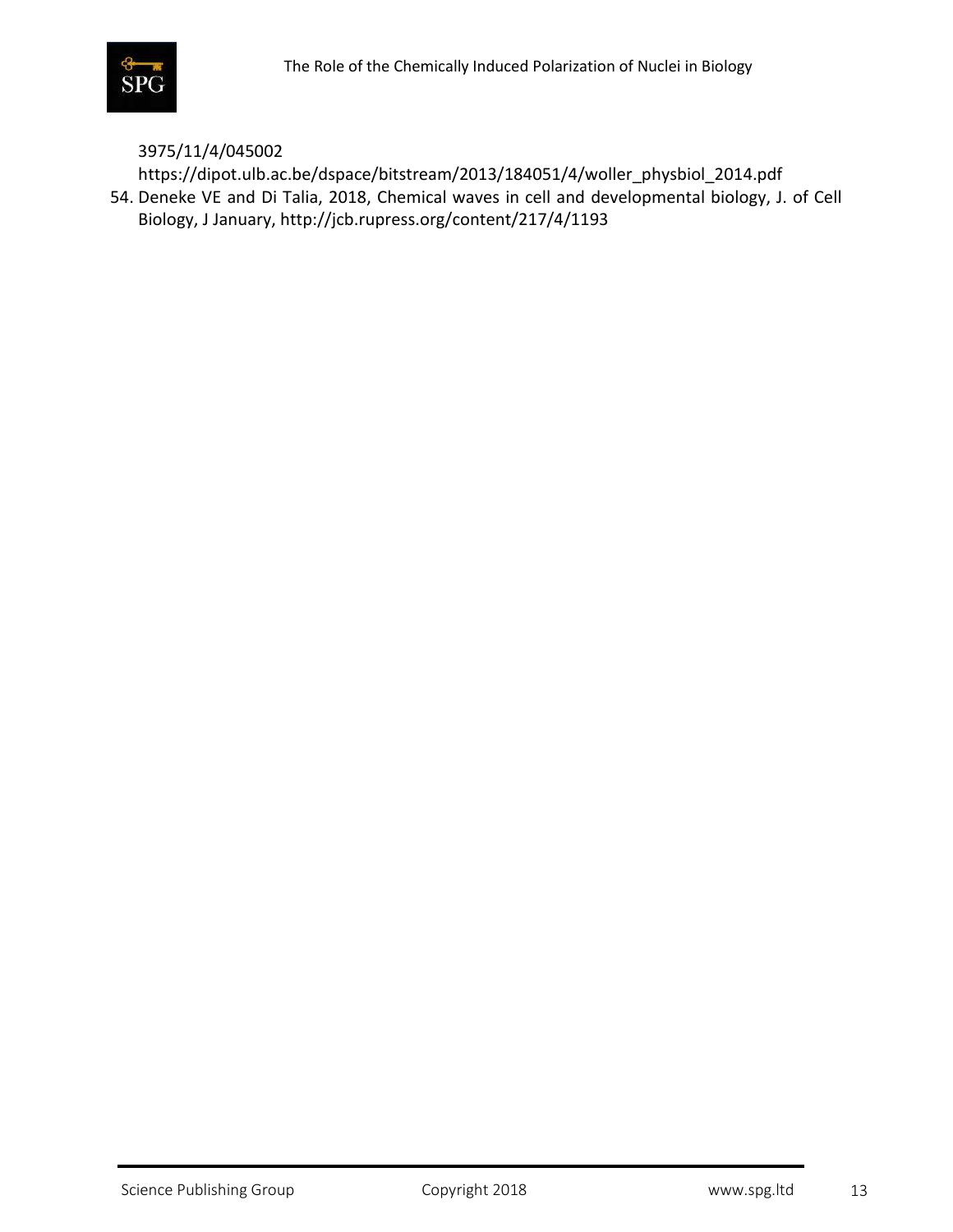3975/11/4/045002
https://dipot.ulb.ac.be/dspace/bitstream/2013/184051/4/woller_physbiol_2014.pdf

54. Deneke VE and Di Talia, 2018, Chemical waves in cell and developmental biology, J. of Cell Biology, J January, http://jcb.rupress.org/content/217/4/1193